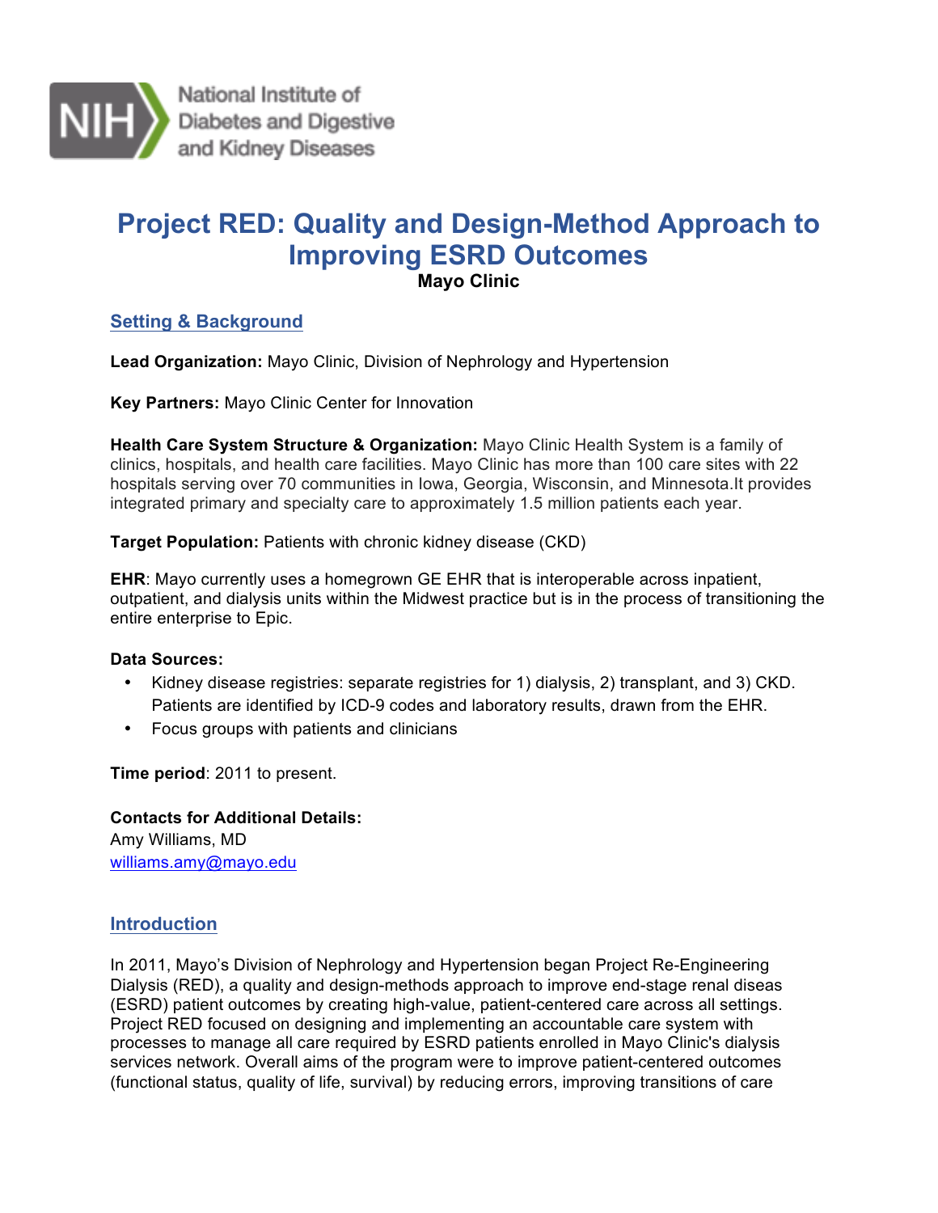National Institute of Diabetes and Digestive and Kidney Diseases

# Project RED: Quality and Design-Method Approach to Improving ESRD Outcomes

**Mayo Clinic**

## Setting & Background

**Lead Organization:** Mayo Clinic, Division of Nephrology and Hypertension

**Key Partners:** Mayo Clinic Center for Innovation

**Health Care System Structure & Organization:** Mayo Clinic Health System is a family of clinics, hospitals, and health care facilities. Mayo Clinic has more than 100 care sites with 22 hospitals serving over 70 communities in Iowa, Georgia, Wisconsin, and Minnesota.It provides integrated primary and specialty care to approximately 1.5 million patients each year.

**Target Population:** Patients with chronic kidney disease (CKD)

**EHR**: Mayo currently uses a homegrown GE EHR that is interoperable across inpatient, outpatient, and dialysis units within the Midwest practice but is in the process of transitioning the entire enterprise to Epic.

**Data Sources:**

- Kidney disease registries: separate registries for 1) dialysis, 2) transplant, and 3) CKD. Patients are identified by ICD-9 codes and laboratory results, drawn from the EHR.
- Focus groups with patients and clinicians

**Time period**: 2011 to present.

**Contacts for Additional Details:**
Amy Williams, MD
williams.amy@mayo.edu

## Introduction

In 2011, Mayo's Division of Nephrology and Hypertension began Project Re-Engineering Dialysis (RED), a quality and design-methods approach to improve end-stage renal diseas (ESRD) patient outcomes by creating high-value, patient-centered care across all settings. Project RED focused on designing and implementing an accountable care system with processes to manage all care required by ESRD patients enrolled in Mayo Clinic's dialysis services network. Overall aims of the program were to improve patient-centered outcomes (functional status, quality of life, survival) by reducing errors, improving transitions of care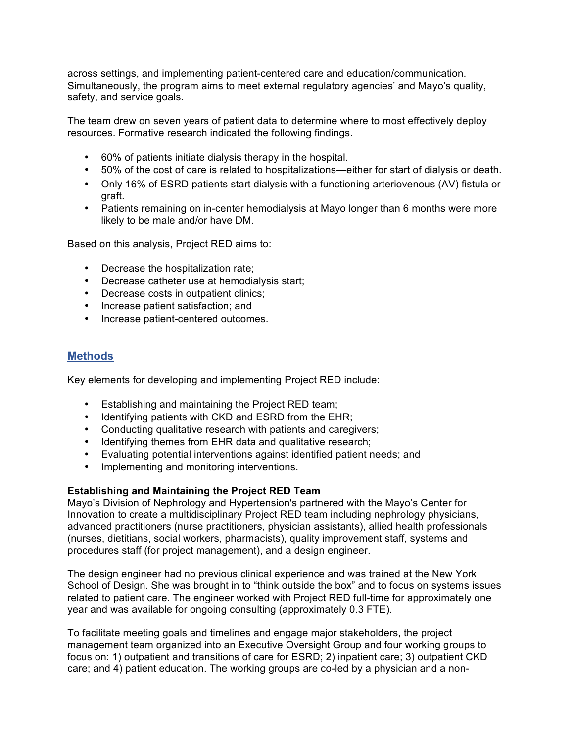across settings, and implementing patient-centered care and education/communication. Simultaneously, the program aims to meet external regulatory agencies' and Mayo's quality, safety, and service goals.

The team drew on seven years of patient data to determine where to most effectively deploy resources. Formative research indicated the following findings.

- 60% of patients initiate dialysis therapy in the hospital.
- 50% of the cost of care is related to hospitalizations—either for start of dialysis or death.
- Only 16% of ESRD patients start dialysis with a functioning arteriovenous (AV) fistula or graft.
- Patients remaining on in-center hemodialysis at Mayo longer than 6 months were more likely to be male and/or have DM.

Based on this analysis, Project RED aims to:

- Decrease the hospitalization rate;
- Decrease catheter use at hemodialysis start;
- Decrease costs in outpatient clinics;
- Increase patient satisfaction; and
- Increase patient-centered outcomes.

## Methods

Key elements for developing and implementing Project RED include:

- Establishing and maintaining the Project RED team;
- Identifying patients with CKD and ESRD from the EHR;
- Conducting qualitative research with patients and caregivers;
- Identifying themes from EHR data and qualitative research;
- Evaluating potential interventions against identified patient needs; and
- Implementing and monitoring interventions.

### Establishing and Maintaining the Project RED Team

Mayo's Division of Nephrology and Hypertension's partnered with the Mayo's Center for Innovation to create a multidisciplinary Project RED team including nephrology physicians, advanced practitioners (nurse practitioners, physician assistants), allied health professionals (nurses, dietitians, social workers, pharmacists), quality improvement staff, systems and procedures staff (for project management), and a design engineer.

The design engineer had no previous clinical experience and was trained at the New York School of Design. She was brought in to "think outside the box" and to focus on systems issues related to patient care. The engineer worked with Project RED full-time for approximately one year and was available for ongoing consulting (approximately 0.3 FTE).

To facilitate meeting goals and timelines and engage major stakeholders, the project management team organized into an Executive Oversight Group and four working groups to focus on: 1) outpatient and transitions of care for ESRD; 2) inpatient care; 3) outpatient CKD care; and 4) patient education. The working groups are co-led by a physician and a non-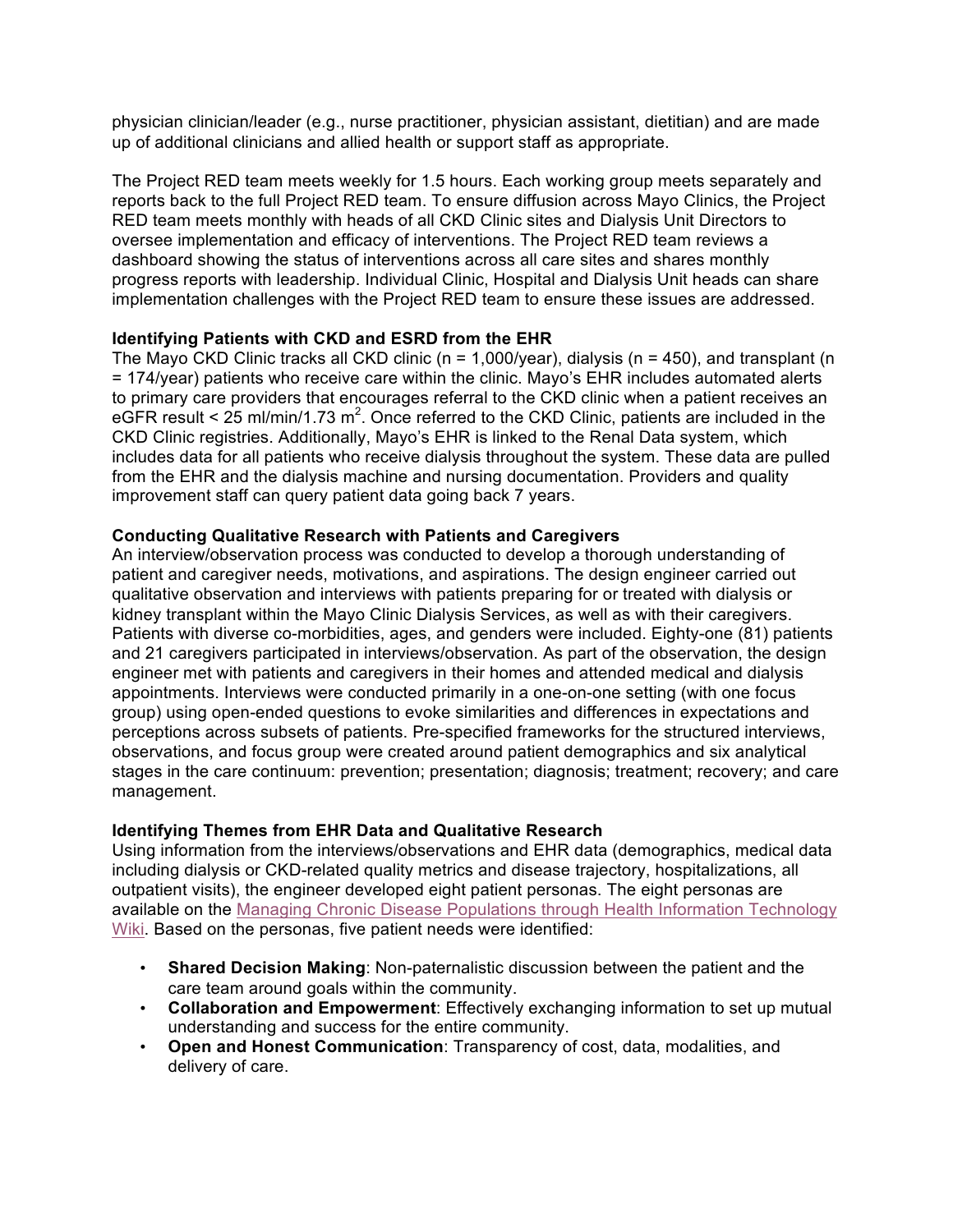physician clinician/leader (e.g., nurse practitioner, physician assistant, dietitian) and are made up of additional clinicians and allied health or support staff as appropriate.

The Project RED team meets weekly for 1.5 hours. Each working group meets separately and reports back to the full Project RED team. To ensure diffusion across Mayo Clinics, the Project RED team meets monthly with heads of all CKD Clinic sites and Dialysis Unit Directors to oversee implementation and efficacy of interventions. The Project RED team reviews a dashboard showing the status of interventions across all care sites and shares monthly progress reports with leadership. Individual Clinic, Hospital and Dialysis Unit heads can share implementation challenges with the Project RED team to ensure these issues are addressed.

**Identifying Patients with CKD and ESRD from the EHR**

The Mayo CKD Clinic tracks all CKD clinic (n = 1,000/year), dialysis (n = 450), and transplant (n = 174/year) patients who receive care within the clinic. Mayo's EHR includes automated alerts to primary care providers that encourages referral to the CKD clinic when a patient receives an eGFR result < 25 ml/min/1.73 $m^2$. Once referred to the CKD Clinic, patients are included in the CKD Clinic registries. Additionally, Mayo's EHR is linked to the Renal Data system, which includes data for all patients who receive dialysis throughout the system. These data are pulled from the EHR and the dialysis machine and nursing documentation. Providers and quality improvement staff can query patient data going back 7 years.

**Conducting Qualitative Research with Patients and Caregivers**

An interview/observation process was conducted to develop a thorough understanding of patient and caregiver needs, motivations, and aspirations. The design engineer carried out qualitative observation and interviews with patients preparing for or treated with dialysis or kidney transplant within the Mayo Clinic Dialysis Services, as well as with their caregivers. Patients with diverse co-morbidities, ages, and genders were included. Eighty-one (81) patients and 21 caregivers participated in interviews/observation. As part of the observation, the design engineer met with patients and caregivers in their homes and attended medical and dialysis appointments. Interviews were conducted primarily in a one-on-one setting (with one focus group) using open-ended questions to evoke similarities and differences in expectations and perceptions across subsets of patients. Pre-specified frameworks for the structured interviews, observations, and focus group were created around patient demographics and six analytical stages in the care continuum: prevention; presentation; diagnosis; treatment; recovery; and care management.

**Identifying Themes from EHR Data and Qualitative Research**

Using information from the interviews/observations and EHR data (demographics, medical data including dialysis or CKD-related quality metrics and disease trajectory, hospitalizations, all outpatient visits), the engineer developed eight patient personas. The eight personas are available on the Managing Chronic Disease Populations through Health Information Technology Wiki. Based on the personas, five patient needs were identified:

- **Shared Decision Making**: Non-paternalistic discussion between the patient and the care team around goals within the community.
- **Collaboration and Empowerment**: Effectively exchanging information to set up mutual understanding and success for the entire community.
- **Open and Honest Communication**: Transparency of cost, data, modalities, and delivery of care.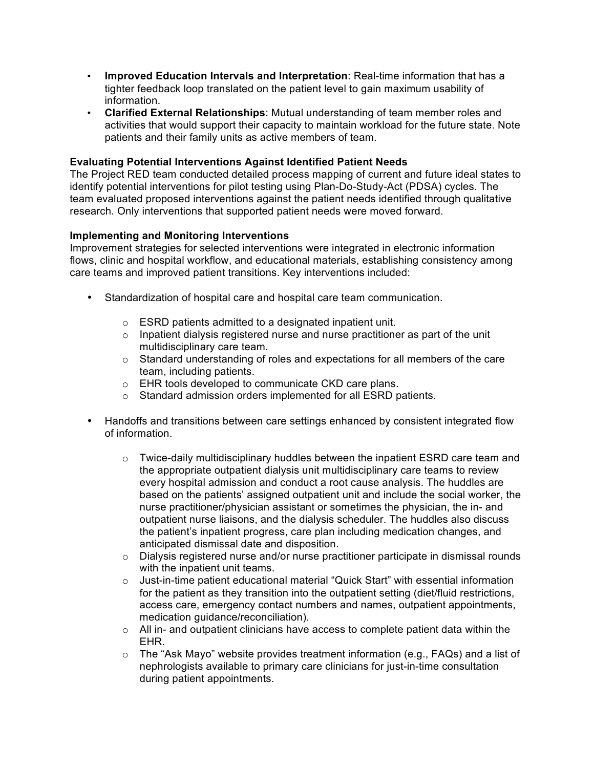- **Improved Education Intervals and Interpretation**: Real-time information that has a tighter feedback loop translated on the patient level to gain maximum usability of information.
- **Clarified External Relationships**: Mutual understanding of team member roles and activities that would support their capacity to maintain workload for the future state. Note patients and their family units as active members of team.

**Evaluating Potential Interventions Against Identified Patient Needs**
The Project RED team conducted detailed process mapping of current and future ideal states to identify potential interventions for pilot testing using Plan-Do-Study-Act (PDSA) cycles. The team evaluated proposed interventions against the patient needs identified through qualitative research. Only interventions that supported patient needs were moved forward.

**Implementing and Monitoring Interventions**
Improvement strategies for selected interventions were integrated in electronic information flows, clinic and hospital workflow, and educational materials, establishing consistency among care teams and improved patient transitions. Key interventions included:

- Standardization of hospital care and hospital care team communication.
  - ESRD patients admitted to a designated inpatient unit.
  - Inpatient dialysis registered nurse and nurse practitioner as part of the unit multidisciplinary care team.
  - Standard understanding of roles and expectations for all members of the care team, including patients.
  - EHR tools developed to communicate CKD care plans.
  - Standard admission orders implemented for all ESRD patients.

- Handoffs and transitions between care settings enhanced by consistent integrated flow of information.
  - Twice-daily multidisciplinary huddles between the inpatient ESRD care team and the appropriate outpatient dialysis unit multidisciplinary care teams to review every hospital admission and conduct a root cause analysis. The huddles are based on the patients' assigned outpatient unit and include the social worker, the nurse practitioner/physician assistant or sometimes the physician, the in- and outpatient nurse liaisons, and the dialysis scheduler. The huddles also discuss the patient's inpatient progress, care plan including medication changes, and anticipated dismissal date and disposition.
  - Dialysis registered nurse and/or nurse practitioner participate in dismissal rounds with the inpatient unit teams.
  - Just-in-time patient educational material "Quick Start" with essential information for the patient as they transition into the outpatient setting (diet/fluid restrictions, access care, emergency contact numbers and names, outpatient appointments, medication guidance/reconciliation).
  - All in- and outpatient clinicians have access to complete patient data within the EHR.
  - The "Ask Mayo" website provides treatment information (e.g., FAQs) and a list of nephrologists available to primary care clinicians for just-in-time consultation during patient appointments.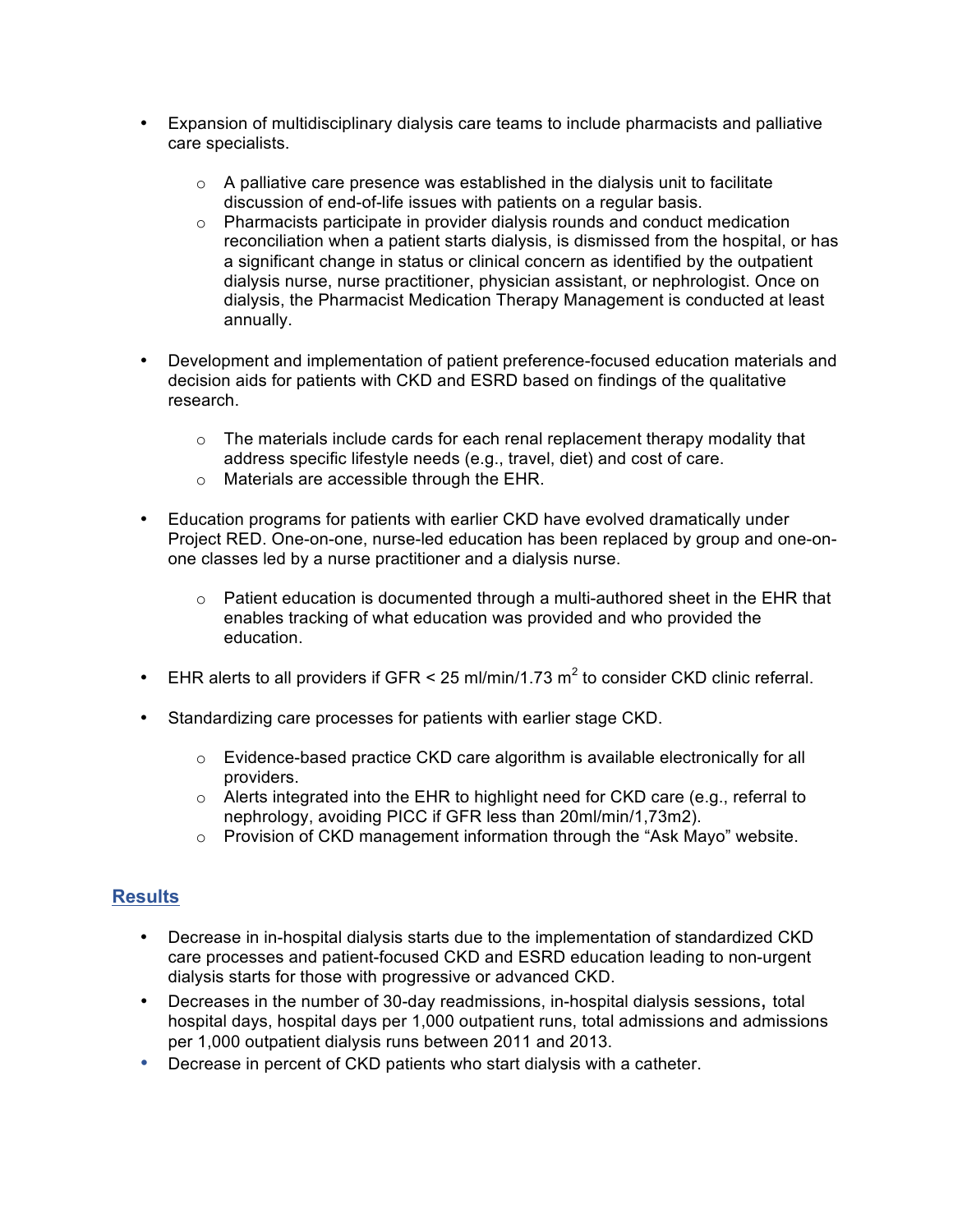- Expansion of multidisciplinary dialysis care teams to include pharmacists and palliative care specialists.
    - A palliative care presence was established in the dialysis unit to facilitate discussion of end-of-life issues with patients on a regular basis.
    - Pharmacists participate in provider dialysis rounds and conduct medication reconciliation when a patient starts dialysis, is dismissed from the hospital, or has a significant change in status or clinical concern as identified by the outpatient dialysis nurse, nurse practitioner, physician assistant, or nephrologist. Once on dialysis, the Pharmacist Medication Therapy Management is conducted at least annually.

- Development and implementation of patient preference-focused education materials and decision aids for patients with CKD and ESRD based on findings of the qualitative research.
    - The materials include cards for each renal replacement therapy modality that address specific lifestyle needs (e.g., travel, diet) and cost of care.
    - Materials are accessible through the EHR.

- Education programs for patients with earlier CKD have evolved dramatically under Project RED. One-on-one, nurse-led education has been replaced by group and one-on-one classes led by a nurse practitioner and a dialysis nurse.
    - Patient education is documented through a multi-authored sheet in the EHR that enables tracking of what education was provided and who provided the education.

- EHR alerts to all providers if GFR < 25 ml/min/1.73 $m^2$ to consider CKD clinic referral.

- Standardizing care processes for patients with earlier stage CKD.
    - Evidence-based practice CKD care algorithm is available electronically for all providers.
    - Alerts integrated into the EHR to highlight need for CKD care (e.g., referral to nephrology, avoiding PICC if GFR less than 20ml/min/1,73m2).
    - Provision of CKD management information through the "Ask Mayo" website.

## Results

- Decrease in in-hospital dialysis starts due to the implementation of standardized CKD care processes and patient-focused CKD and ESRD education leading to non-urgent dialysis starts for those with progressive or advanced CKD.
- Decreases in the number of 30-day readmissions, in-hospital dialysis sessions, total hospital days, hospital days per 1,000 outpatient runs, total admissions and admissions per 1,000 outpatient dialysis runs between 2011 and 2013.
- Decrease in percent of CKD patients who start dialysis with a catheter.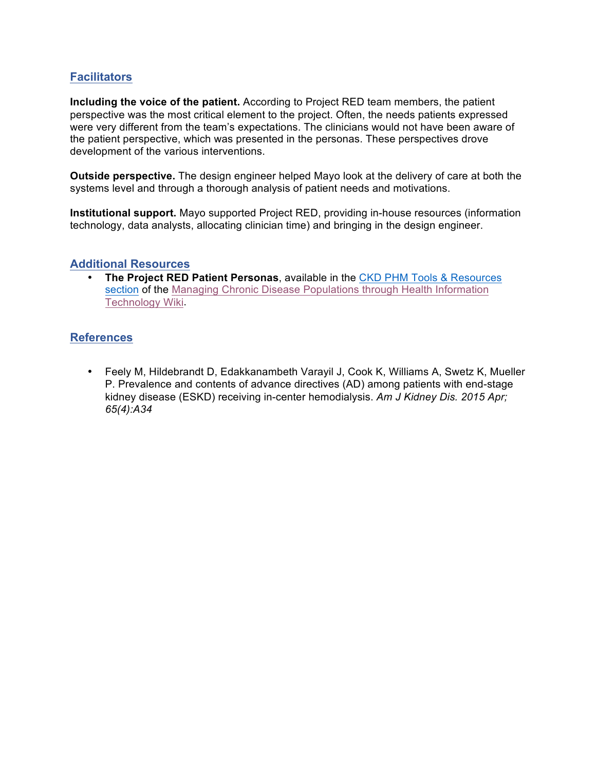## Facilitators

**Including the voice of the patient.** According to Project RED team members, the patient perspective was the most critical element to the project. Often, the needs patients expressed were very different from the team's expectations. The clinicians would not have been aware of the patient perspective, which was presented in the personas. These perspectives drove development of the various interventions.

**Outside perspective.** The design engineer helped Mayo look at the delivery of care at both the systems level and through a thorough analysis of patient needs and motivations.

**Institutional support.** Mayo supported Project RED, providing in-house resources (information technology, data analysts, allocating clinician time) and bringing in the design engineer.

## Additional Resources

- **The Project RED Patient Personas**, available in the CKD PHM Tools & Resources section of the Managing Chronic Disease Populations through Health Information Technology Wiki.

## References

- Feely M, Hildebrandt D, Edakkanambeth Varayil J, Cook K, Williams A, Swetz K, Mueller P. Prevalence and contents of advance directives (AD) among patients with end-stage kidney disease (ESKD) receiving in-center hemodialysis. *Am J Kidney Dis. 2015 Apr; 65(4):A34*